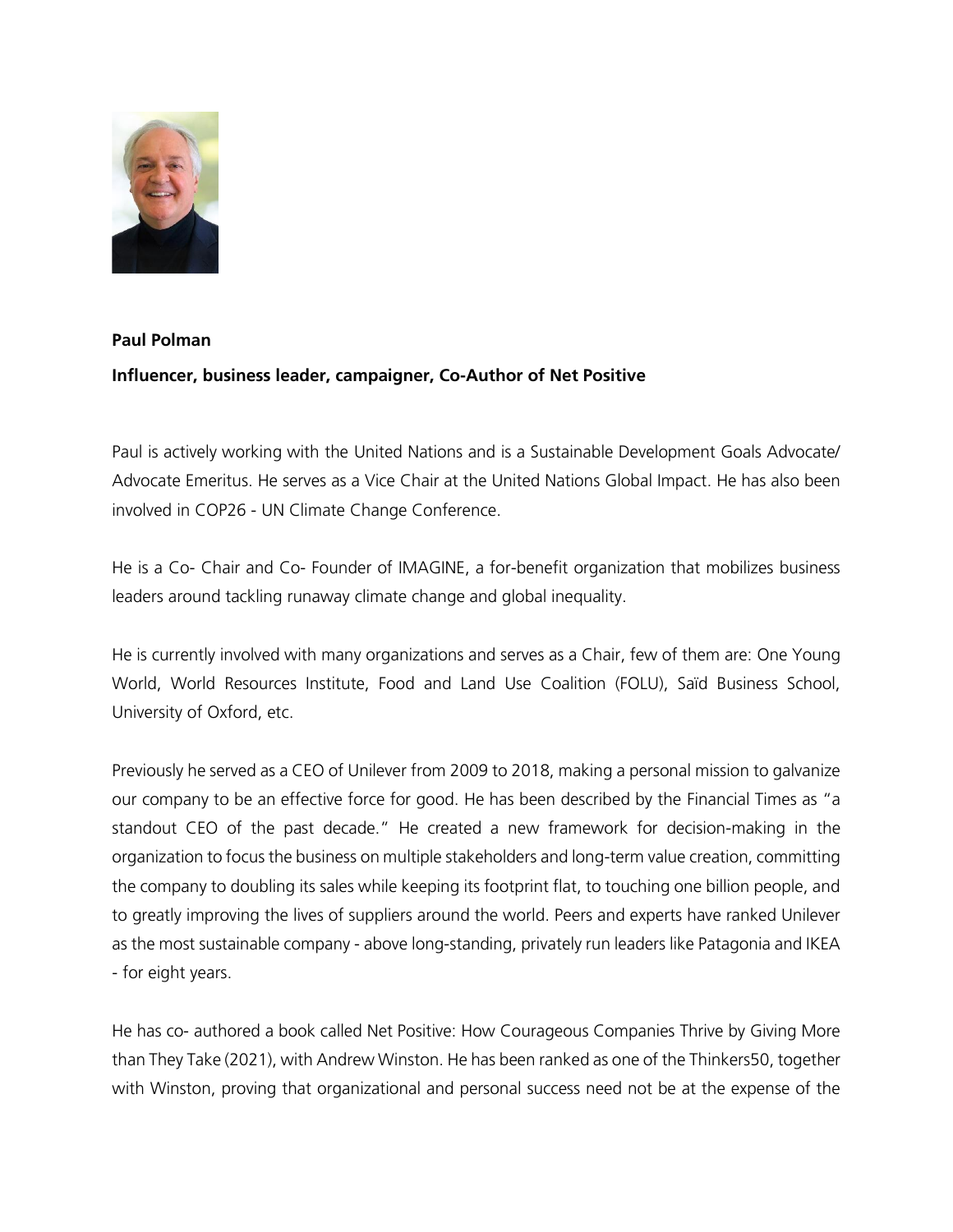**Paul Polman**

**Influencer, business leader, campaigner, Co-Author of Net Positive**

Paul is actively working with the United Nations and is a Sustainable Development Goals Advocate/ Advocate Emeritus. He serves as a Vice Chair at the United Nations Global Impact. He has also been involved in COP26 - UN Climate Change Conference.

He is a Co- Chair and Co- Founder of IMAGINE, a for-benefit organization that mobilizes business leaders around tackling runaway climate change and global inequality.

He is currently involved with many organizations and serves as a Chair, few of them are: One Young World, World Resources Institute, Food and Land Use Coalition (FOLU), Saïd Business School, University of Oxford, etc.

Previously he served as a CEO of Unilever from 2009 to 2018, making a personal mission to galvanize our company to be an effective force for good. He has been described by the Financial Times as "a standout CEO of the past decade." He created a new framework for decision-making in the organization to focus the business on multiple stakeholders and long-term value creation, committing the company to doubling its sales while keeping its footprint flat, to touching one billion people, and to greatly improving the lives of suppliers around the world. Peers and experts have ranked Unilever as the most sustainable company - above long-standing, privately run leaders like Patagonia and IKEA - for eight years.

He has co- authored a book called Net Positive: How Courageous Companies Thrive by Giving More than They Take (2021), with Andrew Winston. He has been ranked as one of the Thinkers50, together with Winston, proving that organizational and personal success need not be at the expense of the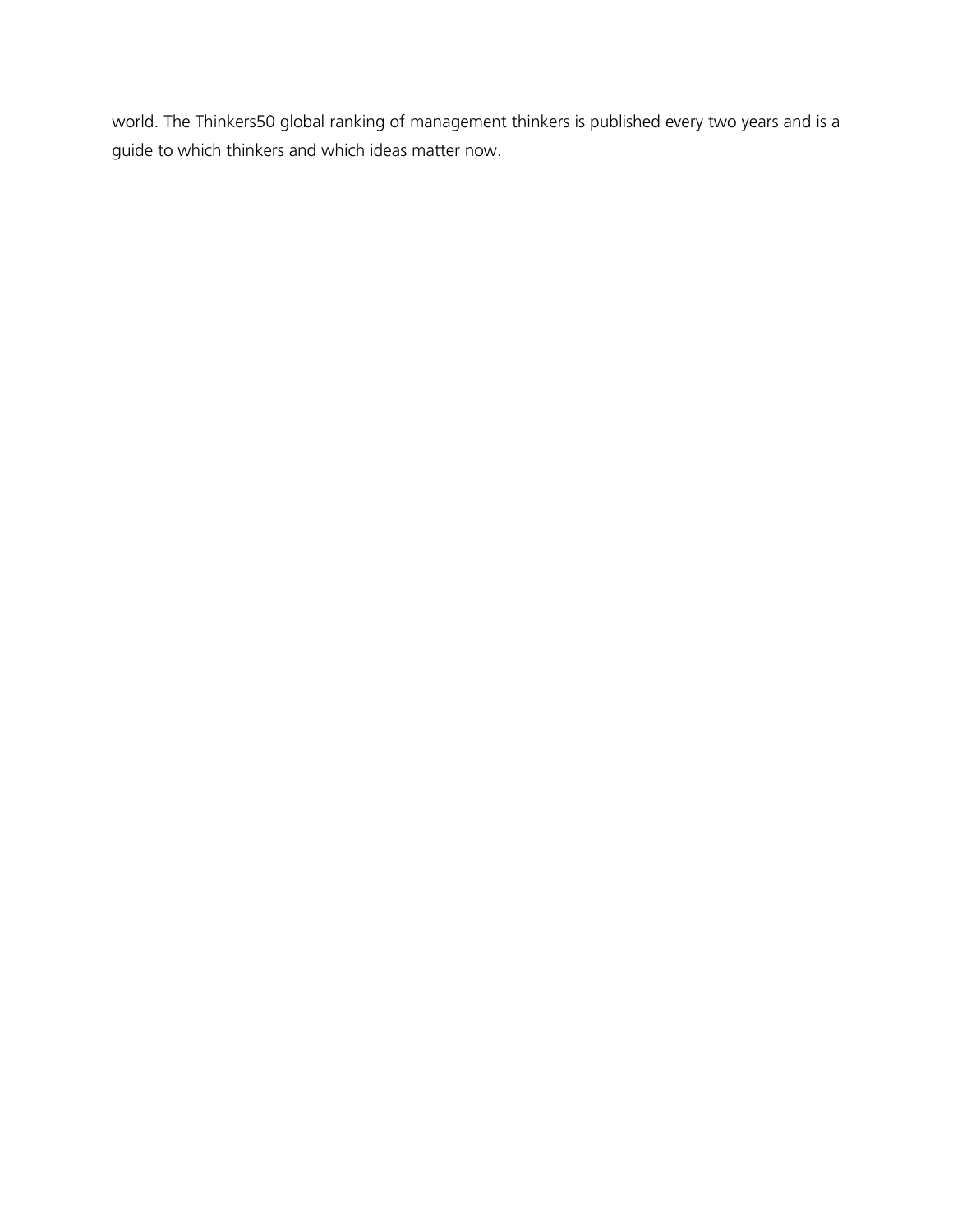world. The Thinkers50 global ranking of management thinkers is published every two years and is a guide to which thinkers and which ideas matter now.